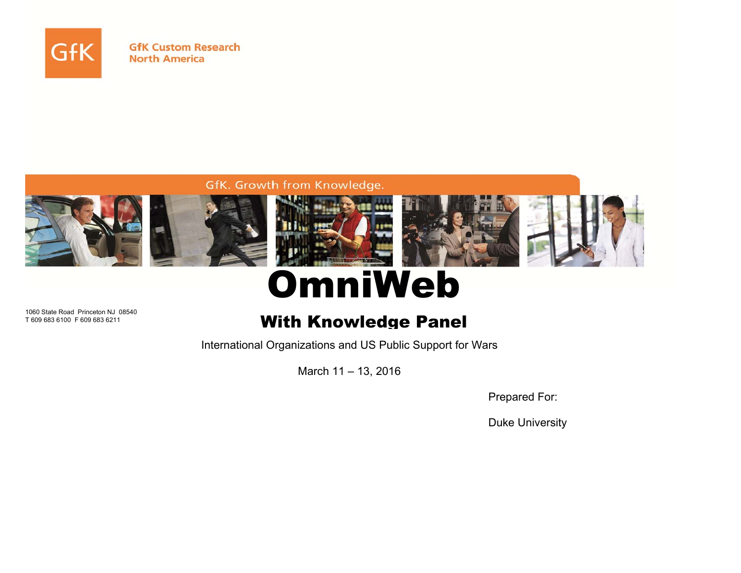GfK Custom Research
North America

GfK. Growth from Knowledge.

# OmniWeb

## With Knowledge Panel

1060 State Road Princeton NJ 08540
T 609 683 6100 F 609 683 6211

International Organizations and US Public Support for Wars

March 11 – 13, 2016

Prepared For:

Duke University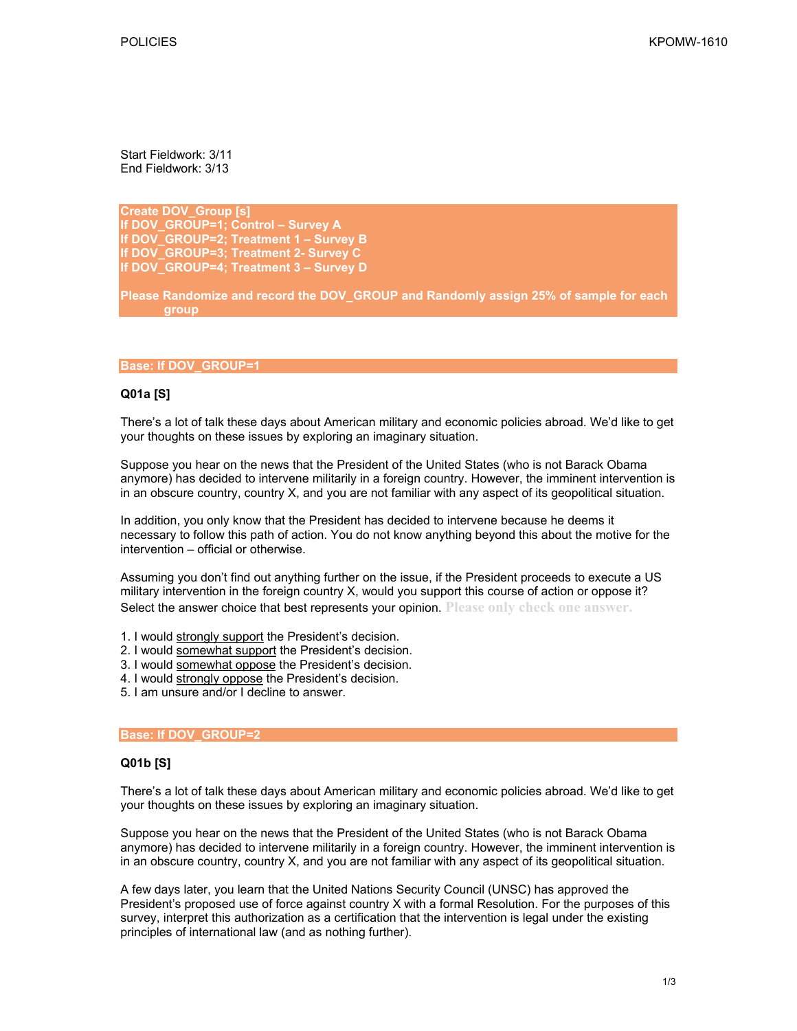Start Fieldwork: 3/11
End Fieldwork: 3/13

**Create DOV_Group [s]**
**If DOV_GROUP=1; Control – Survey A**
**If DOV_GROUP=2; Treatment 1 – Survey B**
**If DOV_GROUP=3; Treatment 2- Survey C**
**If DOV_GROUP=4; Treatment 3 – Survey D**

**Please Randomize and record the DOV_GROUP and Randomly assign 25% of sample for each group**

**Base: If DOV_GROUP=1**

**Q01a [S]**

There's a lot of talk these days about American military and economic policies abroad. We'd like to get your thoughts on these issues by exploring an imaginary situation.

Suppose you hear on the news that the President of the United States (who is not Barack Obama anymore) has decided to intervene militarily in a foreign country. However, the imminent intervention is in an obscure country, country X, and you are not familiar with any aspect of its geopolitical situation.

In addition, you only know that the President has decided to intervene because he deems it necessary to follow this path of action. You do not know anything beyond this about the motive for the intervention – official or otherwise.

Assuming you don't find out anything further on the issue, if the President proceeds to execute a US military intervention in the foreign country X, would you support this course of action or oppose it? Select the answer choice that best represents your opinion. Please only check one answer.

1. I would strongly support the President's decision.
2. I would somewhat support the President's decision.
3. I would somewhat oppose the President's decision.
4. I would strongly oppose the President's decision.
5. I am unsure and/or I decline to answer.

**Base: If DOV_GROUP=2**

**Q01b [S]**

There's a lot of talk these days about American military and economic policies abroad. We'd like to get your thoughts on these issues by exploring an imaginary situation.

Suppose you hear on the news that the President of the United States (who is not Barack Obama anymore) has decided to intervene militarily in a foreign country. However, the imminent intervention is in an obscure country, country X, and you are not familiar with any aspect of its geopolitical situation.

A few days later, you learn that the United Nations Security Council (UNSC) has approved the President's proposed use of force against country X with a formal Resolution. For the purposes of this survey, interpret this authorization as a certification that the intervention is legal under the existing principles of international law (and as nothing further).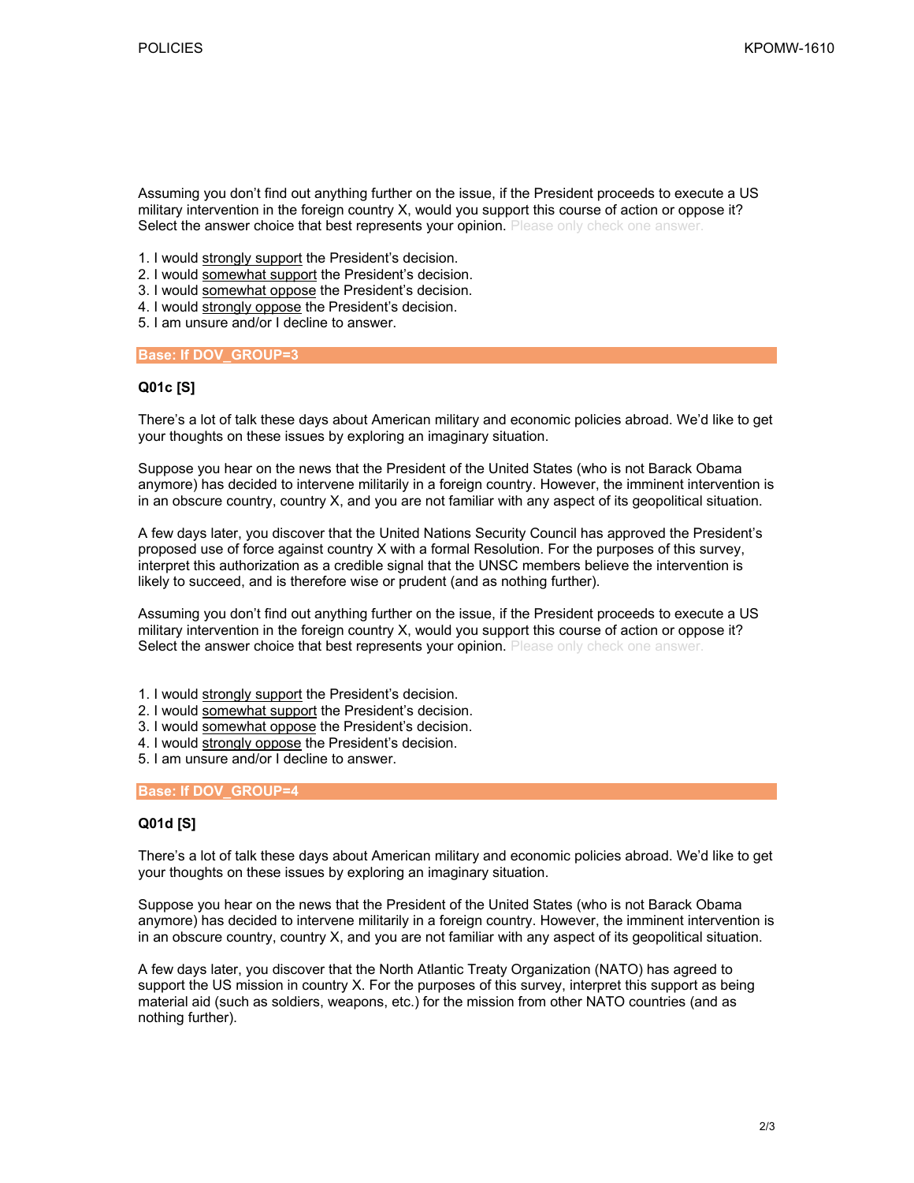Assuming you don't find out anything further on the issue, if the President proceeds to execute a US military intervention in the foreign country X, would you support this course of action or oppose it? Select the answer choice that best represents your opinion. Please only check one answer.

1. I would <u>strongly support</u> the President's decision.
2. I would <u>somewhat support</u> the President's decision.
3. I would <u>somewhat oppose</u> the President's decision.
4. I would <u>strongly oppose</u> the President's decision.
5. I am unsure and/or I decline to answer.

**Base: If DOV_GROUP=3**

**Q01c [S]**

There's a lot of talk these days about American military and economic policies abroad. We'd like to get your thoughts on these issues by exploring an imaginary situation.

Suppose you hear on the news that the President of the United States (who is not Barack Obama anymore) has decided to intervene militarily in a foreign country. However, the imminent intervention is in an obscure country, country X, and you are not familiar with any aspect of its geopolitical situation.

A few days later, you discover that the United Nations Security Council has approved the President's proposed use of force against country X with a formal Resolution. For the purposes of this survey, interpret this authorization as a credible signal that the UNSC members believe the intervention is likely to succeed, and is therefore wise or prudent (and as nothing further).

Assuming you don't find out anything further on the issue, if the President proceeds to execute a US military intervention in the foreign country X, would you support this course of action or oppose it? Select the answer choice that best represents your opinion. Please only check one answer.

1. I would <u>strongly support</u> the President's decision.
2. I would <u>somewhat support</u> the President's decision.
3. I would <u>somewhat oppose</u> the President's decision.
4. I would <u>strongly oppose</u> the President's decision.
5. I am unsure and/or I decline to answer.

**Base: If DOV_GROUP=4**

**Q01d [S]**

There's a lot of talk these days about American military and economic policies abroad. We'd like to get your thoughts on these issues by exploring an imaginary situation.

Suppose you hear on the news that the President of the United States (who is not Barack Obama anymore) has decided to intervene militarily in a foreign country. However, the imminent intervention is in an obscure country, country X, and you are not familiar with any aspect of its geopolitical situation.

A few days later, you discover that the North Atlantic Treaty Organization (NATO) has agreed to support the US mission in country X. For the purposes of this survey, interpret this support as being material aid (such as soldiers, weapons, etc.) for the mission from other NATO countries (and as nothing further).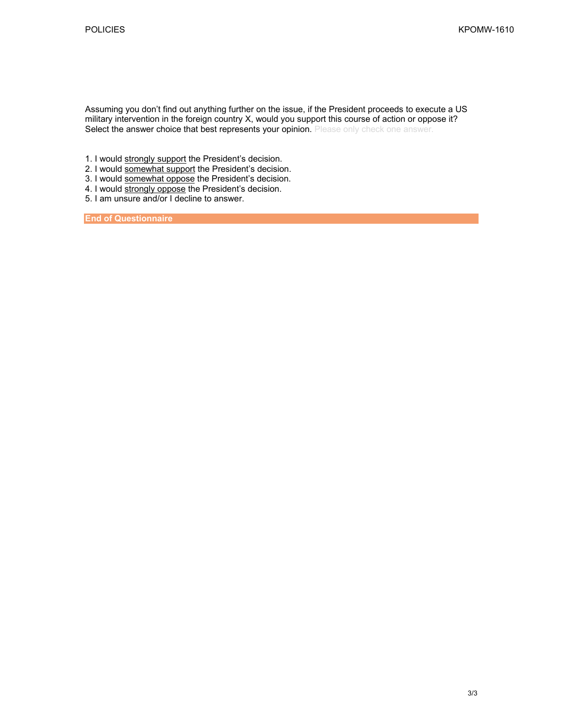Assuming you don't find out anything further on the issue, if the President proceeds to execute a US military intervention in the foreign country X, would you support this course of action or oppose it? Select the answer choice that best represents your opinion. Please only check one answer.

1. I would <u>strongly support</u> the President's decision.
2. I would <u>somewhat support</u> the President's decision.
3. I would <u>somewhat oppose</u> the President's decision.
4. I would <u>strongly oppose</u> the President's decision.
5. I am unsure and/or I decline to answer.

**End of Questionnaire**